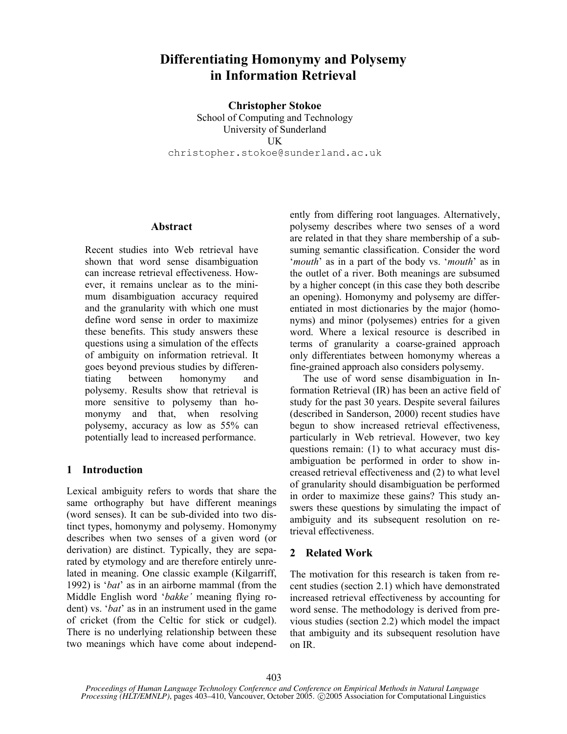# Differentiating Homonymy and Polysemy in Information Retrieval

**Christopher Stokoe**
School of Computing and Technology
University of Sunderland
UK
christopher.stokoe@sunderland.ac.uk

## Abstract

Recent studies into Web retrieval have shown that word sense disambiguation can increase retrieval effectiveness. However, it remains unclear as to the minimum disambiguation accuracy required and the granularity with which one must define word sense in order to maximize these benefits. This study answers these questions using a simulation of the effects of ambiguity on information retrieval. It goes beyond previous studies by differentiating between homonymy and polysemy. Results show that retrieval is more sensitive to polysemy than homonymy and that, when resolving polysemy, accuracy as low as 55% can potentially lead to increased performance.

## 1 Introduction

Lexical ambiguity refers to words that share the same orthography but have different meanings (word senses). It can be sub-divided into two distinct types, homonymy and polysemy. Homonymy describes when two senses of a given word (or derivation) are distinct. Typically, they are separated by etymology and are therefore entirely unrelated in meaning. One classic example (Kilgarriff, 1992) is '*bat*' as in an airborne mammal (from the Middle English word '*bakke'* meaning flying rodent) vs. '*bat*' as in an instrument used in the game of cricket (from the Celtic for stick or cudgel). There is no underlying relationship between these two meanings which have come about independently from differing root languages. Alternatively, polysemy describes where two senses of a word are related in that they share membership of a subsuming semantic classification. Consider the word '*mouth*' as in a part of the body vs. '*mouth*' as in the outlet of a river. Both meanings are subsumed by a higher concept (in this case they both describe an opening). Homonymy and polysemy are differentiated in most dictionaries by the major (homonyms) and minor (polysemes) entries for a given word. Where a lexical resource is described in terms of granularity a coarse-grained approach only differentiates between homonymy whereas a fine-grained approach also considers polysemy.

The use of word sense disambiguation in Information Retrieval (IR) has been an active field of study for the past 30 years. Despite several failures (described in Sanderson, 2000) recent studies have begun to show increased retrieval effectiveness, particularly in Web retrieval. However, two key questions remain: (1) to what accuracy must disambiguation be performed in order to show increased retrieval effectiveness and (2) to what level of granularity should disambiguation be performed in order to maximize these gains? This study answers these questions by simulating the impact of ambiguity and its subsequent resolution on retrieval effectiveness.

## 2 Related Work

The motivation for this research is taken from recent studies (section 2.1) which have demonstrated increased retrieval effectiveness by accounting for word sense. The methodology is derived from previous studies (section 2.2) which model the impact that ambiguity and its subsequent resolution have on IR.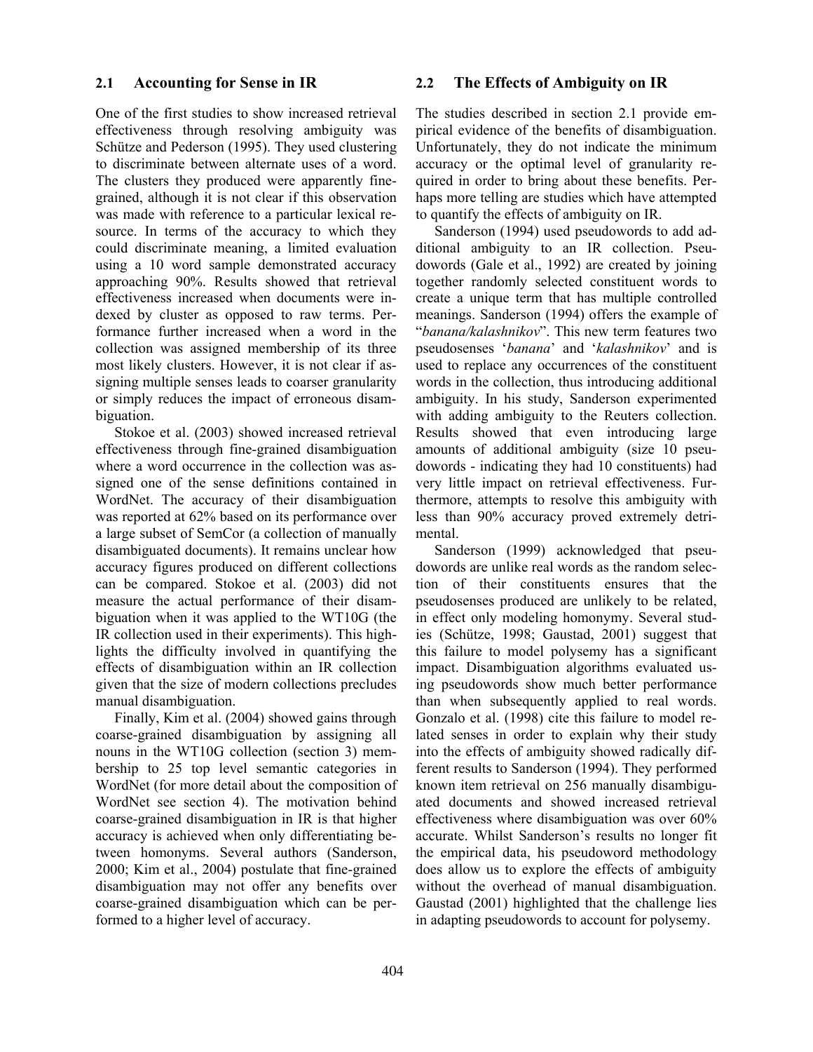### 2.1 Accounting for Sense in IR

One of the first studies to show increased retrieval effectiveness through resolving ambiguity was Schütze and Pederson (1995). They used clustering to discriminate between alternate uses of a word. The clusters they produced were apparently fine-grained, although it is not clear if this observation was made with reference to a particular lexical resource. In terms of the accuracy to which they could discriminate meaning, a limited evaluation using a 10 word sample demonstrated accuracy approaching 90%. Results showed that retrieval effectiveness increased when documents were indexed by cluster as opposed to raw terms. Performance further increased when a word in the collection was assigned membership of its three most likely clusters. However, it is not clear if assigning multiple senses leads to coarser granularity or simply reduces the impact of erroneous disambiguation.

Stokoe et al. (2003) showed increased retrieval effectiveness through fine-grained disambiguation where a word occurrence in the collection was assigned one of the sense definitions contained in WordNet. The accuracy of their disambiguation was reported at 62% based on its performance over a large subset of SemCor (a collection of manually disambiguated documents). It remains unclear how accuracy figures produced on different collections can be compared. Stokoe et al. (2003) did not measure the actual performance of their disambiguation when it was applied to the WT10G (the IR collection used in their experiments). This highlights the difficulty involved in quantifying the effects of disambiguation within an IR collection given that the size of modern collections precludes manual disambiguation.

Finally, Kim et al. (2004) showed gains through coarse-grained disambiguation by assigning all nouns in the WT10G collection (section 3) membership to 25 top level semantic categories in WordNet (for more detail about the composition of WordNet see section 4). The motivation behind coarse-grained disambiguation in IR is that higher accuracy is achieved when only differentiating between homonyms. Several authors (Sanderson, 2000; Kim et al., 2004) postulate that fine-grained disambiguation may not offer any benefits over coarse-grained disambiguation which can be performed to a higher level of accuracy.

### 2.2 The Effects of Ambiguity on IR

The studies described in section 2.1 provide empirical evidence of the benefits of disambiguation. Unfortunately, they do not indicate the minimum accuracy or the optimal level of granularity required in order to bring about these benefits. Perhaps more telling are studies which have attempted to quantify the effects of ambiguity on IR.

Sanderson (1994) used pseudowords to add additional ambiguity to an IR collection. Pseudowords (Gale et al., 1992) are created by joining together randomly selected constituent words to create a unique term that has multiple controlled meanings. Sanderson (1994) offers the example of "*banana/kalashnikov*". This new term features two pseudosenses '*banana*' and '*kalashnikov*' and is used to replace any occurrences of the constituent words in the collection, thus introducing additional ambiguity. In his study, Sanderson experimented with adding ambiguity to the Reuters collection. Results showed that even introducing large amounts of additional ambiguity (size 10 pseudowords - indicating they had 10 constituents) had very little impact on retrieval effectiveness. Furthermore, attempts to resolve this ambiguity with less than 90% accuracy proved extremely detrimental.

Sanderson (1999) acknowledged that pseudowords are unlike real words as the random selection of their constituents ensures that the pseudosenses produced are unlikely to be related, in effect only modeling homonymy. Several studies (Schütze, 1998; Gaustad, 2001) suggest that this failure to model polysemy has a significant impact. Disambiguation algorithms evaluated using pseudowords show much better performance than when subsequently applied to real words. Gonzalo et al. (1998) cite this failure to model related senses in order to explain why their study into the effects of ambiguity showed radically different results to Sanderson (1994). They performed known item retrieval on 256 manually disambiguated documents and showed increased retrieval effectiveness where disambiguation was over 60% accurate. Whilst Sanderson's results no longer fit the empirical data, his pseudoword methodology does allow us to explore the effects of ambiguity without the overhead of manual disambiguation. Gaustad (2001) highlighted that the challenge lies in adapting pseudowords to account for polysemy.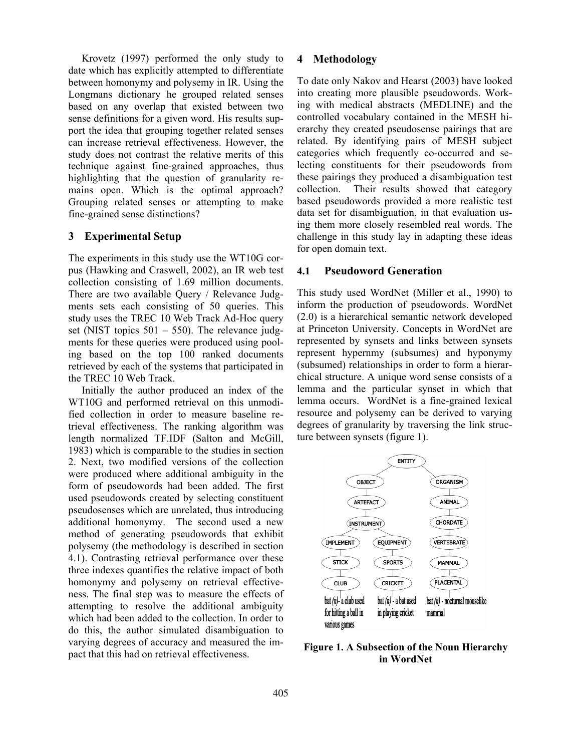Krovetz (1997) performed the only study to date which has explicitly attempted to differentiate between homonymy and polysemy in IR. Using the Longmans dictionary he grouped related senses based on any overlap that existed between two sense definitions for a given word. His results support the idea that grouping together related senses can increase retrieval effectiveness. However, the study does not contrast the relative merits of this technique against fine-grained approaches, thus highlighting that the question of granularity remains open. Which is the optimal approach? Grouping related senses or attempting to make fine-grained sense distinctions?

## 3 Experimental Setup

The experiments in this study use the WT10G corpus (Hawking and Craswell, 2002), an IR web test collection consisting of 1.69 million documents. There are two available Query / Relevance Judgments sets each consisting of 50 queries. This study uses the TREC 10 Web Track Ad-Hoc query set (NIST topics 501 – 550). The relevance judgments for these queries were produced using pooling based on the top 100 ranked documents retrieved by each of the systems that participated in the TREC 10 Web Track.

Initially the author produced an index of the WT10G and performed retrieval on this unmodified collection in order to measure baseline retrieval effectiveness. The ranking algorithm was length normalized TF.IDF (Salton and McGill, 1983) which is comparable to the studies in section 2. Next, two modified versions of the collection were produced where additional ambiguity in the form of pseudowords had been added. The first used pseudowords created by selecting constituent pseudosenses which are unrelated, thus introducing additional homonymy. The second used a new method of generating pseudowords that exhibit polysemy (the methodology is described in section 4.1). Contrasting retrieval performance over these three indexes quantifies the relative impact of both homonymy and polysemy on retrieval effectiveness. The final step was to measure the effects of attempting to resolve the additional ambiguity which had been added to the collection. In order to do this, the author simulated disambiguation to varying degrees of accuracy and measured the impact that this had on retrieval effectiveness.

## 4 Methodology

To date only Nakov and Hearst (2003) have looked into creating more plausible pseudowords. Working with medical abstracts (MEDLINE) and the controlled vocabulary contained in the MESH hierarchy they created pseudosense pairings that are related. By identifying pairs of MESH subject categories which frequently co-occurred and selecting constituents for their pseudowords from these pairings they produced a disambiguation test collection. Their results showed that category based pseudowords provided a more realistic test data set for disambiguation, in that evaluation using them more closely resembled real words. The challenge in this study lay in adapting these ideas for open domain text.

### 4.1 Pseudoword Generation

This study used WordNet (Miller et al., 1990) to inform the production of pseudowords. WordNet (2.0) is a hierarchical semantic network developed at Princeton University. Concepts in WordNet are represented by synsets and links between synsets represent hypernmy (subsumes) and hyponymy (subsumed) relationships in order to form a hierarchical structure. A unique word sense consists of a lemma and the particular synset in which that lemma occurs. WordNet is a fine-grained lexical resource and polysemy can be derived to varying degrees of granularity by traversing the link structure between synsets (figure 1).

**Figure 1. A Subsection of the Noun Hierarchy in WordNet**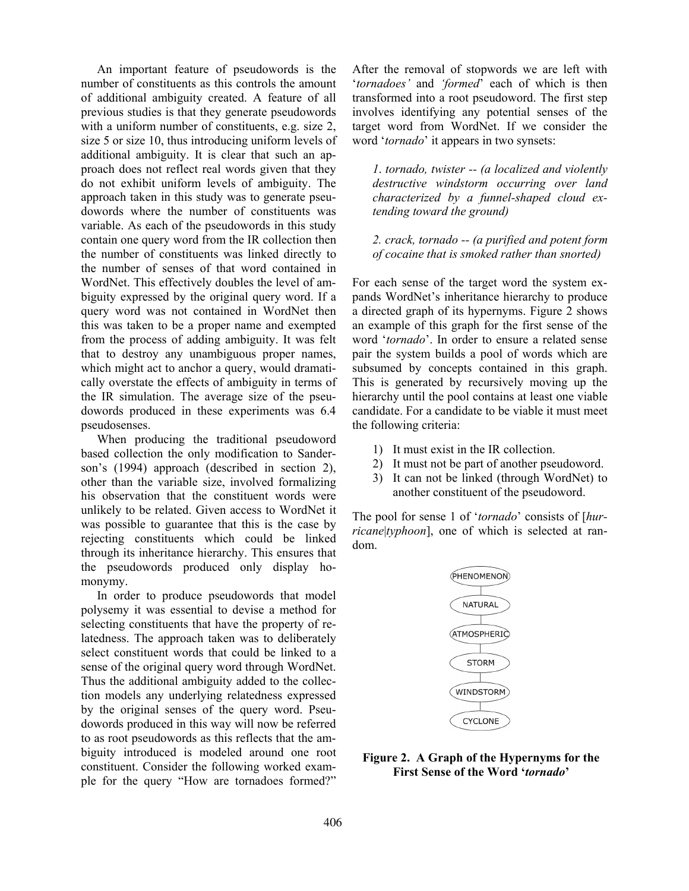An important feature of pseudowords is the number of constituents as this controls the amount of additional ambiguity created. A feature of all previous studies is that they generate pseudowords with a uniform number of constituents, e.g. size 2, size 5 or size 10, thus introducing uniform levels of additional ambiguity. It is clear that such an approach does not reflect real words given that they do not exhibit uniform levels of ambiguity. The approach taken in this study was to generate pseudowords where the number of constituents was variable. As each of the pseudowords in this study contain one query word from the IR collection then the number of constituents was linked directly to the number of senses of that word contained in WordNet. This effectively doubles the level of ambiguity expressed by the original query word. If a query word was not contained in WordNet then this was taken to be a proper name and exempted from the process of adding ambiguity. It was felt that to destroy any unambiguous proper names, which might act to anchor a query, would dramatically overstate the effects of ambiguity in terms of the IR simulation. The average size of the pseudowords produced in these experiments was 6.4 pseudosenses.

When producing the traditional pseudoword based collection the only modification to Sanderson's (1994) approach (described in section 2), other than the variable size, involved formalizing his observation that the constituent words were unlikely to be related. Given access to WordNet it was possible to guarantee that this is the case by rejecting constituents which could be linked through its inheritance hierarchy. This ensures that the pseudowords produced only display homonymy.

In order to produce pseudowords that model polysemy it was essential to devise a method for selecting constituents that have the property of relatedness. The approach taken was to deliberately select constituent words that could be linked to a sense of the original query word through WordNet. Thus the additional ambiguity added to the collection models any underlying relatedness expressed by the original senses of the query word. Pseudowords produced in this way will now be referred to as root pseudowords as this reflects that the ambiguity introduced is modeled around one root constituent. Consider the following worked example for the query "How are tornadoes formed?" After the removal of stopwords we are left with '*tornadoes'* and *'formed*' each of which is then transformed into a root pseudoword. The first step involves identifying any potential senses of the target word from WordNet. If we consider the word '*tornado*' it appears in two synsets:

> *1. tornado, twister -- (a localized and violently destructive windstorm occurring over land characterized by a funnel-shaped cloud extending toward the ground)*
>
> *2. crack, tornado -- (a purified and potent form of cocaine that is smoked rather than snorted)*

For each sense of the target word the system expands WordNet's inheritance hierarchy to produce a directed graph of its hypernyms. Figure 2 shows an example of this graph for the first sense of the word '*tornado*'. In order to ensure a related sense pair the system builds a pool of words which are subsumed by concepts contained in this graph. This is generated by recursively moving up the hierarchy until the pool contains at least one viable candidate. For a candidate to be viable it must meet the following criteria:

1) It must exist in the IR collection.
2) It must not be part of another pseudoword.
3) It can not be linked (through WordNet) to another constituent of the pseudoword.

The pool for sense 1 of '*tornado*' consists of [*hurricane|typhoon*], one of which is selected at random.

PHENOMENON
NATURAL
ATMOSPHERIC
STORM
WINDSTORM
CYCLONE

**Figure 2. A Graph of the Hypernyms for the First Sense of the Word '*tornado*'**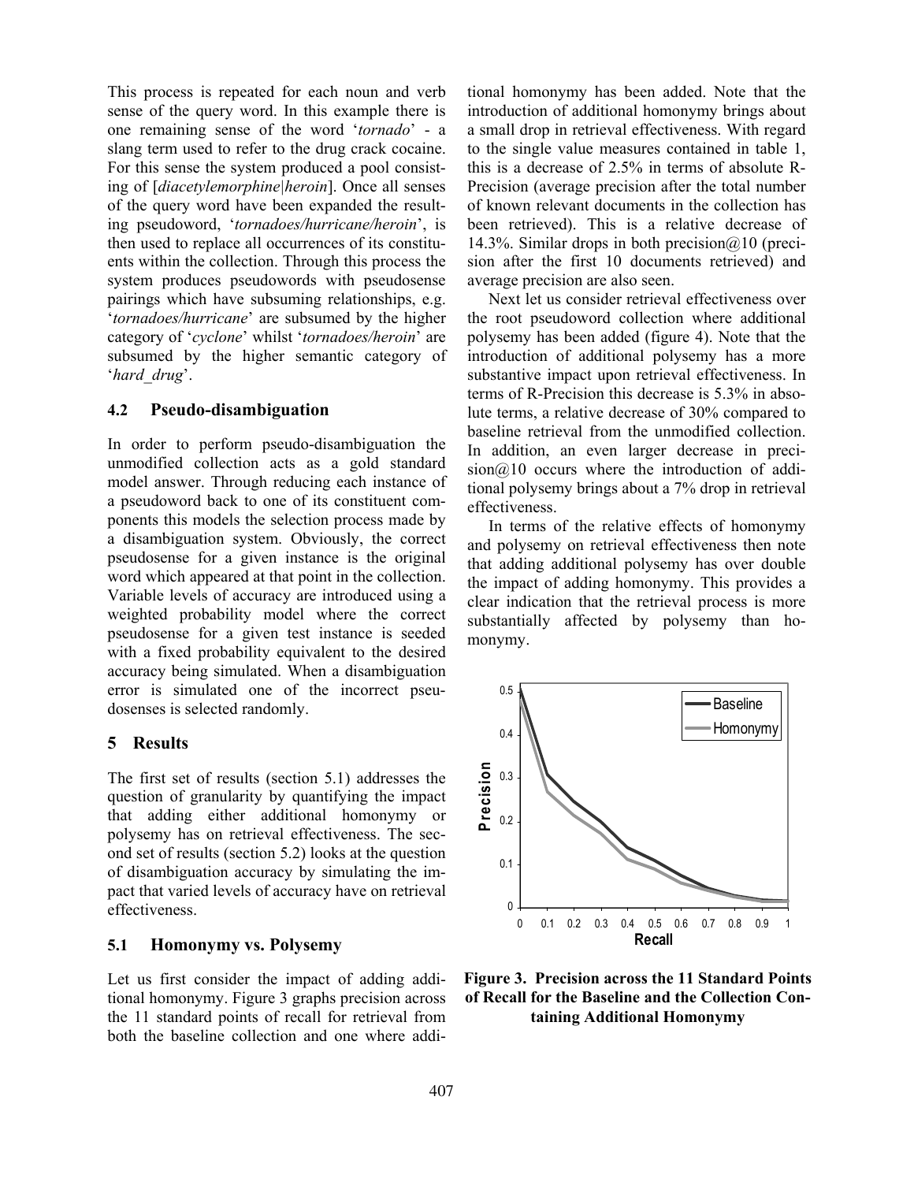This process is repeated for each noun and verb sense of the query word. In this example there is one remaining sense of the word '*tornado*' - a slang term used to refer to the drug crack cocaine. For this sense the system produced a pool consisting of [*diacetylemorphine|heroin*]. Once all senses of the query word have been expanded the resulting pseudoword, '*tornadoes/hurricane/heroin*', is then used to replace all occurrences of its constituents within the collection. Through this process the system produces pseudowords with pseudosense pairings which have subsuming relationships, e.g. '*tornadoes/hurricane*' are subsumed by the higher category of '*cyclone*' whilst '*tornadoes/heroin*' are subsumed by the higher semantic category of '*hard_drug*'.

### 4.2 Pseudo-disambiguation

In order to perform pseudo-disambiguation the unmodified collection acts as a gold standard model answer. Through reducing each instance of a pseudoword back to one of its constituent components this models the selection process made by a disambiguation system. Obviously, the correct pseudosense for a given instance is the original word which appeared at that point in the collection. Variable levels of accuracy are introduced using a weighted probability model where the correct pseudosense for a given test instance is seeded with a fixed probability equivalent to the desired accuracy being simulated. When a disambiguation error is simulated one of the incorrect pseudosenses is selected randomly.

## 5 Results

The first set of results (section 5.1) addresses the question of granularity by quantifying the impact that adding either additional homonymy or polysemy has on retrieval effectiveness. The second set of results (section 5.2) looks at the question of disambiguation accuracy by simulating the impact that varied levels of accuracy have on retrieval effectiveness.

### 5.1 Homonymy vs. Polysemy

Let us first consider the impact of adding additional homonymy. Figure 3 graphs precision across the 11 standard points of recall for retrieval from both the baseline collection and one where additional homonymy has been added. Note that the introduction of additional homonymy brings about a small drop in retrieval effectiveness. With regard to the single value measures contained in table 1, this is a decrease of 2.5% in terms of absolute R-Precision (average precision after the total number of known relevant documents in the collection has been retrieved). This is a relative decrease of 14.3%. Similar drops in both precision@10 (precision after the first 10 documents retrieved) and average precision are also seen.

Next let us consider retrieval effectiveness over the root pseudoword collection where additional polysemy has been added (figure 4). Note that the introduction of additional polysemy has a more substantive impact upon retrieval effectiveness. In terms of R-Precision this decrease is 5.3% in absolute terms, a relative decrease of 30% compared to baseline retrieval from the unmodified collection. In addition, an even larger decrease in precision@10 occurs where the introduction of additional polysemy brings about a 7% drop in retrieval effectiveness.

In terms of the relative effects of homonymy and polysemy on retrieval effectiveness then note that adding additional polysemy has over double the impact of adding homonymy. This provides a clear indication that the retrieval process is more substantially affected by polysemy than homonymy.

**Figure 3. Precision across the 11 Standard Points of Recall for the Baseline and the Collection Containing Additional Homonymy**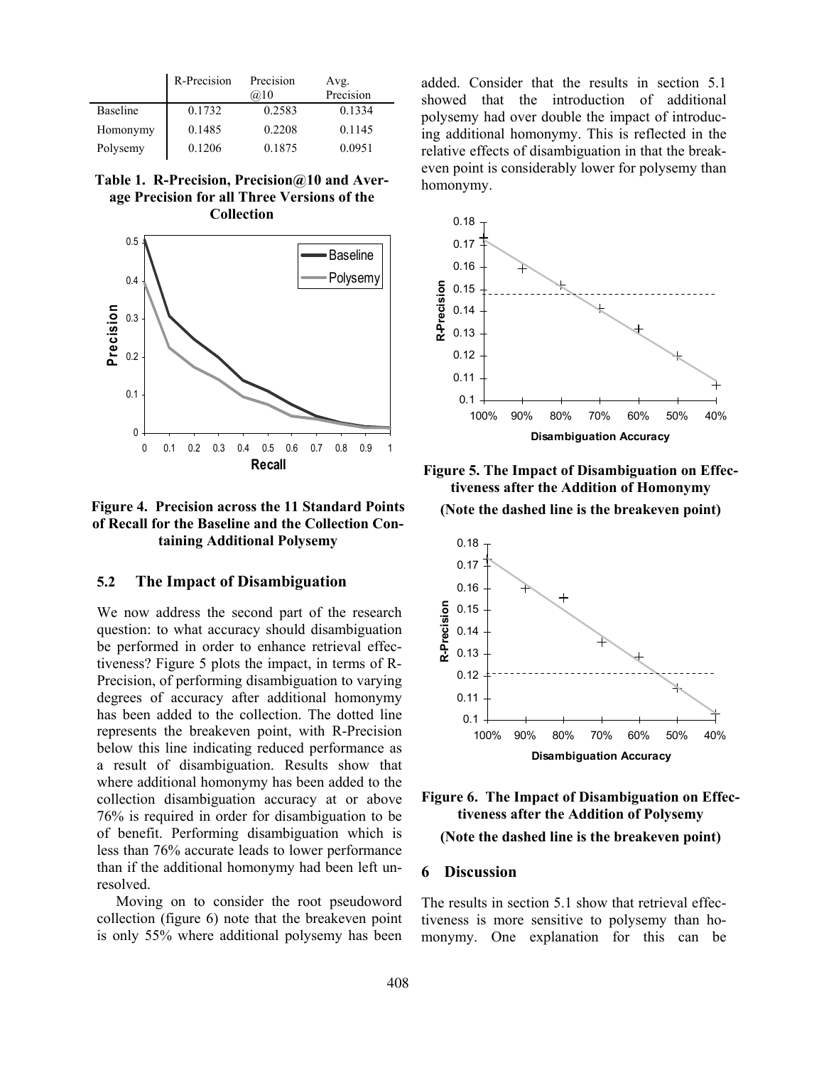| | R-Precision | Precision @10 | Avg. Precision |
|---|---|---|---|
| Baseline | 0.1732 | 0.2583 | 0.1334 |
| Homonymy | 0.1485 | 0.2208 | 0.1145 |
| Polysemy | 0.1206 | 0.1875 | 0.0951 |

**Table 1. R-Precision, Precision@10 and Average Precision for all Three Versions of the Collection**

**Figure 4. Precision across the 11 Standard Points of Recall for the Baseline and the Collection Containing Additional Polysemy**

### 5.2 The Impact of Disambiguation

We now address the second part of the research question: to what accuracy should disambiguation be performed in order to enhance retrieval effectiveness? Figure 5 plots the impact, in terms of R-Precision, of performing disambiguation to varying degrees of accuracy after additional homonymy has been added to the collection. The dotted line represents the breakeven point, with R-Precision below this line indicating reduced performance as a result of disambiguation. Results show that where additional homonymy has been added to the collection disambiguation accuracy at or above 76% is required in order for disambiguation to be of benefit. Performing disambiguation which is less than 76% accurate leads to lower performance than if the additional homonymy had been left unresolved.

Moving on to consider the root pseudoword collection (figure 6) note that the breakeven point is only 55% where additional polysemy has been added. Consider that the results in section 5.1 showed that the introduction of additional polysemy had over double the impact of introducing additional homonymy. This is reflected in the relative effects of disambiguation in that the breakeven point is considerably lower for polysemy than homonymy.

**Figure 5. The Impact of Disambiguation on Effectiveness after the Addition of Homonymy**

**(Note the dashed line is the breakeven point)**

**Figure 6. The Impact of Disambiguation on Effectiveness after the Addition of Polysemy**

**(Note the dashed line is the breakeven point)**

## 6 Discussion

The results in section 5.1 show that retrieval effectiveness is more sensitive to polysemy than homonymy. One explanation for this can be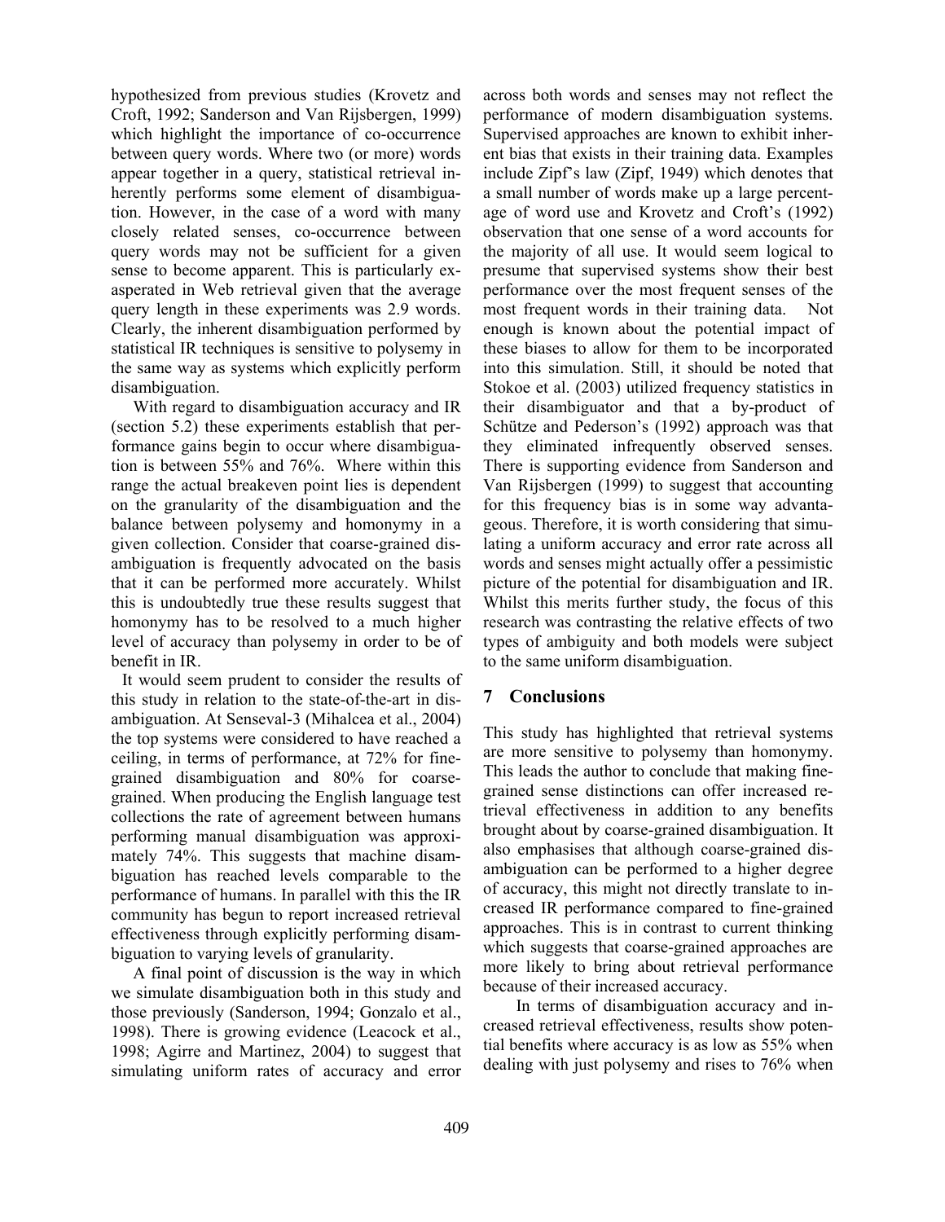hypothesized from previous studies (Krovetz and Croft, 1992; Sanderson and Van Rijsbergen, 1999) which highlight the importance of co-occurrence between query words. Where two (or more) words appear together in a query, statistical retrieval inherently performs some element of disambiguation. However, in the case of a word with many closely related senses, co-occurrence between query words may not be sufficient for a given sense to become apparent. This is particularly exasperated in Web retrieval given that the average query length in these experiments was 2.9 words. Clearly, the inherent disambiguation performed by statistical IR techniques is sensitive to polysemy in the same way as systems which explicitly perform disambiguation.

With regard to disambiguation accuracy and IR (section 5.2) these experiments establish that performance gains begin to occur where disambiguation is between 55% and 76%. Where within this range the actual breakeven point lies is dependent on the granularity of the disambiguation and the balance between polysemy and homonymy in a given collection. Consider that coarse-grained disambiguation is frequently advocated on the basis that it can be performed more accurately. Whilst this is undoubtedly true these results suggest that homonymy has to be resolved to a much higher level of accuracy than polysemy in order to be of benefit in IR.

It would seem prudent to consider the results of this study in relation to the state-of-the-art in disambiguation. At Senseval-3 (Mihalcea et al., 2004) the top systems were considered to have reached a ceiling, in terms of performance, at 72% for fine-grained disambiguation and 80% for coarse-grained. When producing the English language test collections the rate of agreement between humans performing manual disambiguation was approximately 74%. This suggests that machine disambiguation has reached levels comparable to the performance of humans. In parallel with this the IR community has begun to report increased retrieval effectiveness through explicitly performing disambiguation to varying levels of granularity.

A final point of discussion is the way in which we simulate disambiguation both in this study and those previously (Sanderson, 1994; Gonzalo et al., 1998). There is growing evidence (Leacock et al., 1998; Agirre and Martinez, 2004) to suggest that simulating uniform rates of accuracy and error across both words and senses may not reflect the performance of modern disambiguation systems. Supervised approaches are known to exhibit inherent bias that exists in their training data. Examples include Zipf's law (Zipf, 1949) which denotes that a small number of words make up a large percentage of word use and Krovetz and Croft's (1992) observation that one sense of a word accounts for the majority of all use. It would seem logical to presume that supervised systems show their best performance over the most frequent senses of the most frequent words in their training data. Not enough is known about the potential impact of these biases to allow for them to be incorporated into this simulation. Still, it should be noted that Stokoe et al. (2003) utilized frequency statistics in their disambiguator and that a by-product of Schütze and Pederson's (1992) approach was that they eliminated infrequently observed senses. There is supporting evidence from Sanderson and Van Rijsbergen (1999) to suggest that accounting for this frequency bias is in some way advantageous. Therefore, it is worth considering that simulating a uniform accuracy and error rate across all words and senses might actually offer a pessimistic picture of the potential for disambiguation and IR. Whilst this merits further study, the focus of this research was contrasting the relative effects of two types of ambiguity and both models were subject to the same uniform disambiguation.

## 7 Conclusions

This study has highlighted that retrieval systems are more sensitive to polysemy than homonymy. This leads the author to conclude that making fine-grained sense distinctions can offer increased retrieval effectiveness in addition to any benefits brought about by coarse-grained disambiguation. It also emphasises that although coarse-grained disambiguation can be performed to a higher degree of accuracy, this might not directly translate to increased IR performance compared to fine-grained approaches. This is in contrast to current thinking which suggests that coarse-grained approaches are more likely to bring about retrieval performance because of their increased accuracy.

In terms of disambiguation accuracy and increased retrieval effectiveness, results show potential benefits where accuracy is as low as 55% when dealing with just polysemy and rises to 76% when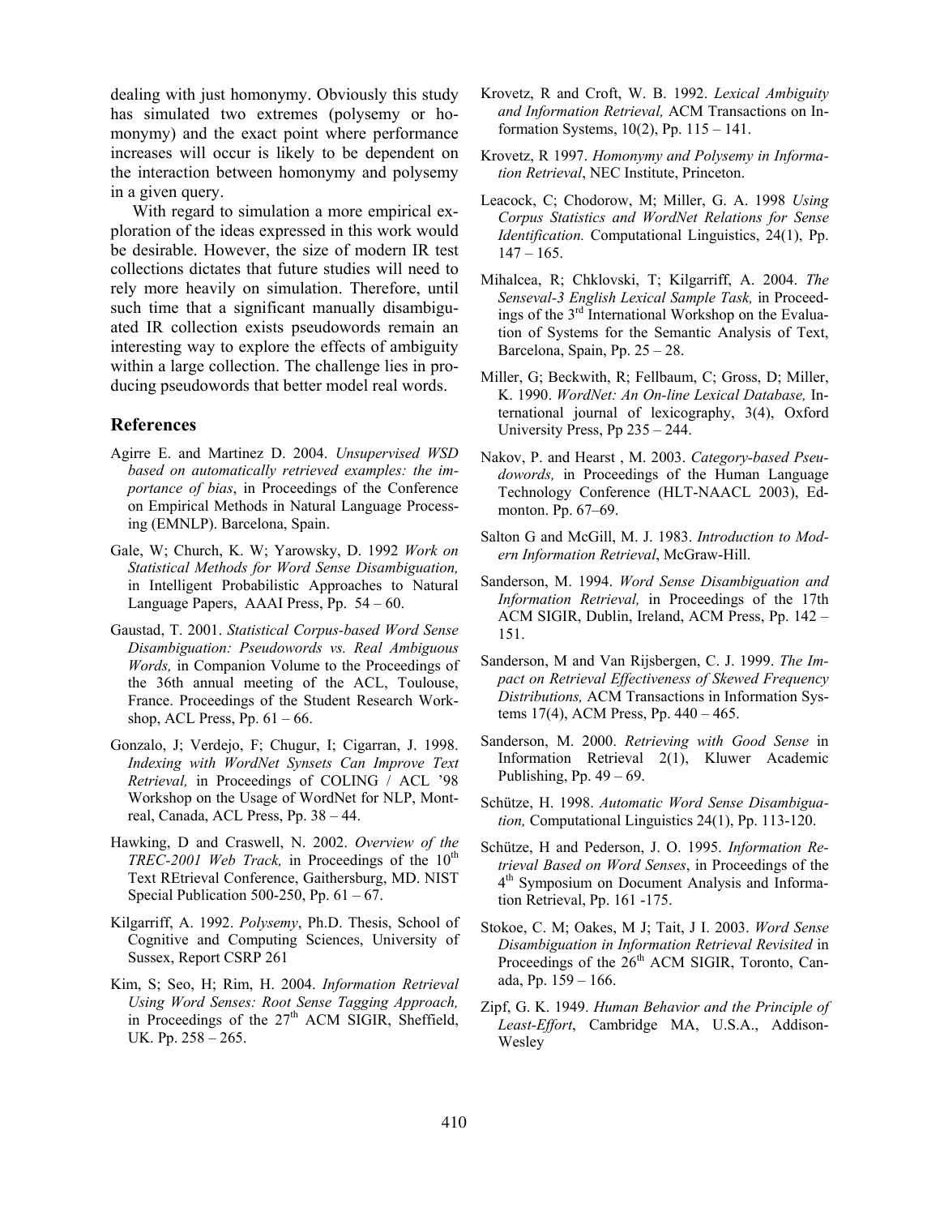dealing with just homonymy. Obviously this study has simulated two extremes (polysemy or homonymy) and the exact point where performance increases will occur is likely to be dependent on the interaction between homonymy and polysemy in a given query.

With regard to simulation a more empirical exploration of the ideas expressed in this work would be desirable. However, the size of modern IR test collections dictates that future studies will need to rely more heavily on simulation. Therefore, until such time that a significant manually disambiguated IR collection exists pseudowords remain an interesting way to explore the effects of ambiguity within a large collection. The challenge lies in producing pseudowords that better model real words.

## References

Agirre E. and Martinez D. 2004. *Unsupervised WSD based on automatically retrieved examples: the importance of bias*, in Proceedings of the Conference on Empirical Methods in Natural Language Processing (EMNLP). Barcelona, Spain.

Gale, W; Church, K. W; Yarowsky, D. 1992 *Work on Statistical Methods for Word Sense Disambiguation,* in Intelligent Probabilistic Approaches to Natural Language Papers, AAAI Press, Pp. 54 – 60.

Gaustad, T. 2001. *Statistical Corpus-based Word Sense Disambiguation: Pseudowords vs. Real Ambiguous Words,* in Companion Volume to the Proceedings of the 36th annual meeting of the ACL, Toulouse, France. Proceedings of the Student Research Workshop, ACL Press, Pp. 61 – 66.

Gonzalo, J; Verdejo, F; Chugur, I; Cigarran, J. 1998. *Indexing with WordNet Synsets Can Improve Text Retrieval,* in Proceedings of COLING / ACL '98 Workshop on the Usage of WordNet for NLP, Montreal, Canada, ACL Press, Pp. 38 – 44.

Hawking, D and Craswell, N. 2002. *Overview of the TREC-2001 Web Track,* in Proceedings of the 10th Text REtrieval Conference, Gaithersburg, MD. NIST Special Publication 500-250, Pp. 61 – 67.

Kilgarriff, A. 1992. *Polysemy*, Ph.D. Thesis, School of Cognitive and Computing Sciences, University of Sussex, Report CSRP 261

Kim, S; Seo, H; Rim, H. 2004. *Information Retrieval Using Word Senses: Root Sense Tagging Approach,* in Proceedings of the 27th ACM SIGIR, Sheffield, UK. Pp. 258 – 265.

Krovetz, R and Croft, W. B. 1992. *Lexical Ambiguity and Information Retrieval,* ACM Transactions on Information Systems, 10(2), Pp. 115 – 141.

Krovetz, R 1997. *Homonymy and Polysemy in Information Retrieval*, NEC Institute, Princeton.

Leacock, C; Chodorow, M; Miller, G. A. 1998 *Using Corpus Statistics and WordNet Relations for Sense Identification.* Computational Linguistics, 24(1), Pp. 147 – 165.

Mihalcea, R; Chklovski, T; Kilgarriff, A. 2004. *The Senseval-3 English Lexical Sample Task,* in Proceedings of the 3rd International Workshop on the Evaluation of Systems for the Semantic Analysis of Text, Barcelona, Spain, Pp. 25 – 28.

Miller, G; Beckwith, R; Fellbaum, C; Gross, D; Miller, K. 1990. *WordNet: An On-line Lexical Database,* International journal of lexicography, 3(4), Oxford University Press, Pp 235 – 244.

Nakov, P. and Hearst , M. 2003. *Category-based Pseudowords,* in Proceedings of the Human Language Technology Conference (HLT-NAACL 2003), Edmonton. Pp. 67–69.

Salton G and McGill, M. J. 1983. *Introduction to Modern Information Retrieval*, McGraw-Hill.

Sanderson, M. 1994. *Word Sense Disambiguation and Information Retrieval,* in Proceedings of the 17th ACM SIGIR, Dublin, Ireland, ACM Press, Pp. 142 – 151.

Sanderson, M and Van Rijsbergen, C. J. 1999. *The Impact on Retrieval Effectiveness of Skewed Frequency Distributions,* ACM Transactions in Information Systems 17(4), ACM Press, Pp. 440 – 465.

Sanderson, M. 2000. *Retrieving with Good Sense* in Information Retrieval 2(1), Kluwer Academic Publishing, Pp. 49 – 69.

Schütze, H. 1998. *Automatic Word Sense Disambiguation,* Computational Linguistics 24(1), Pp. 113-120.

Schütze, H and Pederson, J. O. 1995. *Information Retrieval Based on Word Senses*, in Proceedings of the 4th Symposium on Document Analysis and Information Retrieval, Pp. 161 -175.

Stokoe, C. M; Oakes, M J; Tait, J I. 2003. *Word Sense Disambiguation in Information Retrieval Revisited* in Proceedings of the 26th ACM SIGIR, Toronto, Canada, Pp. 159 – 166.

Zipf, G. K. 1949. *Human Behavior and the Principle of Least-Effort*, Cambridge MA, U.S.A., Addison-Wesley